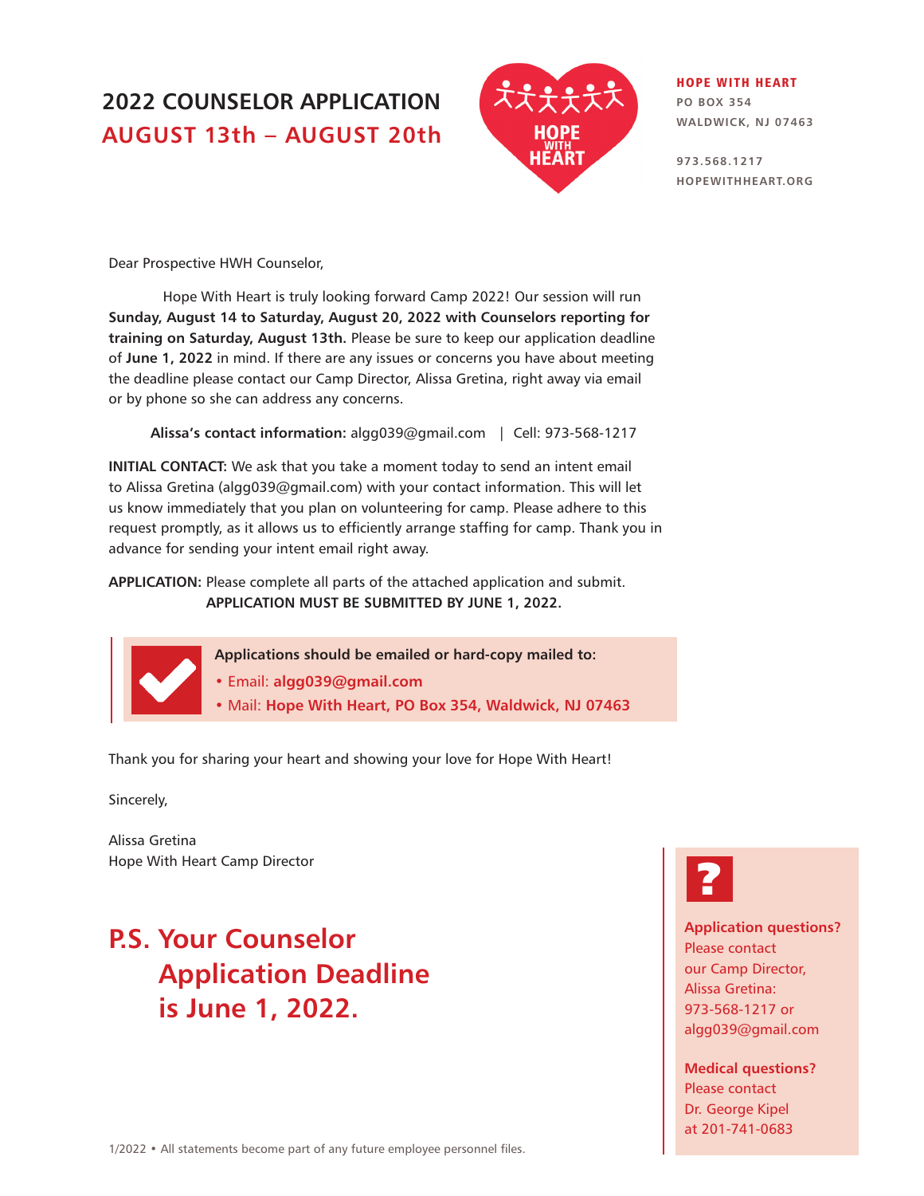# 2022 COUNSELOR APPLICATION
## AUGUST 13th – AUGUST 20th

**HOPE WITH HEART**
PO BOX 354
WALDWICK, NJ 07463

973.568.1217
HOPEWITHHEART.ORG

Dear Prospective HWH Counselor,

Hope With Heart is truly looking forward Camp 2022! Our session will run **Sunday, August 14 to Saturday, August 20, 2022 with Counselors reporting for training on Saturday, August 13th.** Please be sure to keep our application deadline of **June 1, 2022** in mind. If there are any issues or concerns you have about meeting the deadline please contact our Camp Director, Alissa Gretina, right away via email or by phone so she can address any concerns.

**Alissa's contact information:** algg039@gmail.com | Cell: 973-568-1217

**INITIAL CONTACT:** We ask that you take a moment today to send an intent email to Alissa Gretina (algg039@gmail.com) with your contact information. This will let us know immediately that you plan on volunteering for camp. Please adhere to this request promptly, as it allows us to efficiently arrange staffing for camp. Thank you in advance for sending your intent email right away.

**APPLICATION:** Please complete all parts of the attached application and submit.
**APPLICATION MUST BE SUBMITTED BY JUNE 1, 2022.**

**Applications should be emailed or hard-copy mailed to:**
- Email: **algg039@gmail.com**
- Mail: **Hope With Heart, PO Box 354, Waldwick, NJ 07463**

Thank you for sharing your heart and showing your love for Hope With Heart!

Sincerely,

Alissa Gretina
Hope With Heart Camp Director

## P.S. Your Counselor Application Deadline is June 1, 2022.

**Application questions?** Please contact our Camp Director, Alissa Gretina: 973-568-1217 or algg039@gmail.com

**Medical questions?** Please contact Dr. George Kipel at 201-741-0683

1/2022 • All statements become part of any future employee personnel files.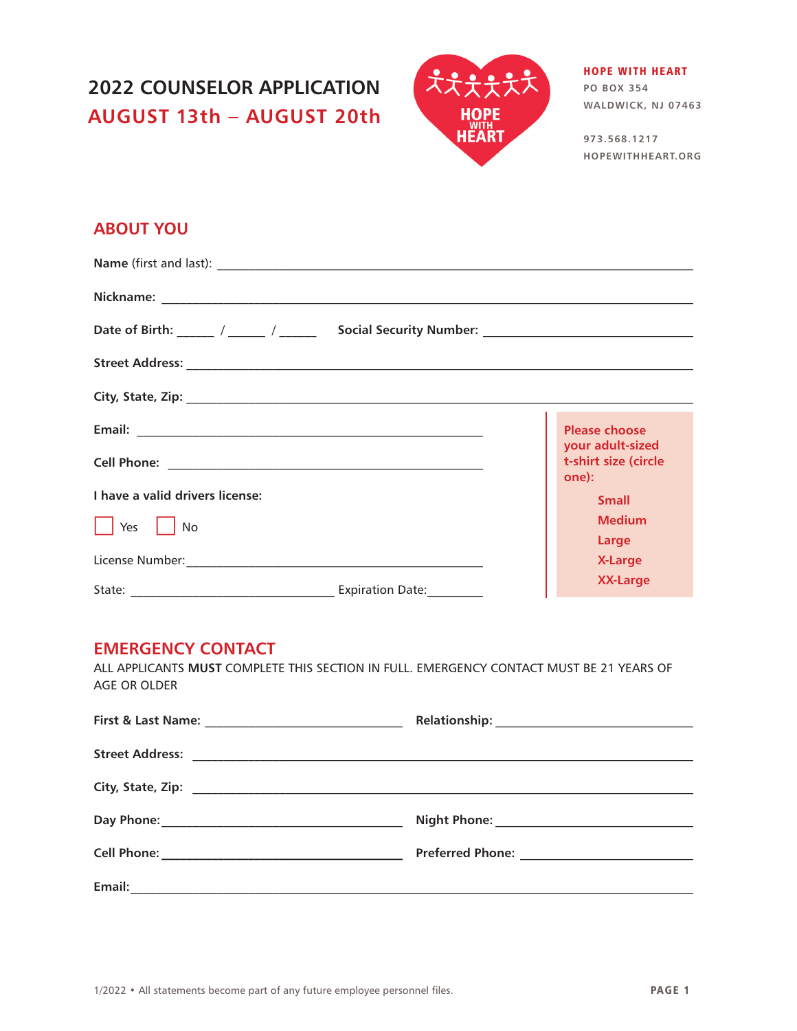# 2022 COUNSELOR APPLICATION

## AUGUST 13th – AUGUST 20th

**HOPE WITH HEART**
PO BOX 354
WALDWICK, NJ 07463

973.568.1217
HOPEWITHHEART.ORG

## ABOUT YOU

**Name** (first and last): ______________________________________________

**Nickname:** ______________________________________________

**Date of Birth:** _____ / _____ / _____ **Social Security Number:** ______________________

**Street Address:** ______________________________________________

**City, State, Zip:** ______________________________________________

**Email:** ______________________________________

**Cell Phone:** ______________________________________

**I have a valid drivers license:**

☐ Yes ☐ No

License Number: ______________________________________

State: ________________________ Expiration Date: ________

**Please choose your adult-sized t-shirt size (circle one):**

- Small
- Medium
- Large
- X-Large
- XX-Large

## EMERGENCY CONTACT

ALL APPLICANTS **MUST** COMPLETE THIS SECTION IN FULL. EMERGENCY CONTACT MUST BE 21 YEARS OF AGE OR OLDER

**First & Last Name:** ______________________ **Relationship:** ______________________

**Street Address:** ______________________________________________

**City, State, Zip:** ______________________________________________

**Day Phone:** ______________________ **Night Phone:** ______________________

**Cell Phone:** ______________________ **Preferred Phone:** ______________________

**Email:** ______________________________________________

1/2022 • All statements become part of any future employee personnel files.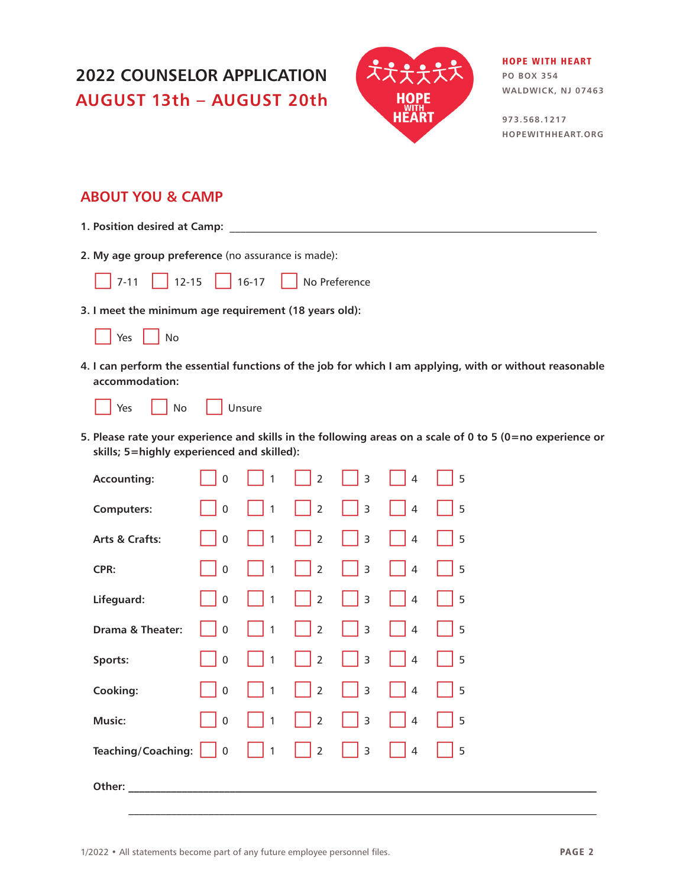# 2022 COUNSELOR APPLICATION
## AUGUST 13th – AUGUST 20th

**HOPE WITH HEART**
PO BOX 354
WALDWICK, NJ 07463

973.568.1217
HOPEWITHHEART.ORG

## ABOUT YOU & CAMP

**1. Position desired at Camp:** ______________________________________________

**2. My age group preference** (no assurance is made):

☐ 7-11 ☐ 12-15 ☐ 16-17 ☐ No Preference

**3. I meet the minimum age requirement (18 years old):**

☐ Yes ☐ No

**4. I can perform the essential functions of the job for which I am applying, with or without reasonable accommodation:**

☐ Yes ☐ No ☐ Unsure

**5. Please rate your experience and skills in the following areas on a scale of 0 to 5 (0=no experience or skills; 5=highly experienced and skilled):**

| | | | | | | |
|---|---|---|---|---|---|---|
| **Accounting:** | ☐ 0 | ☐ 1 | ☐ 2 | ☐ 3 | ☐ 4 | ☐ 5 |
| **Computers:** | ☐ 0 | ☐ 1 | ☐ 2 | ☐ 3 | ☐ 4 | ☐ 5 |
| **Arts & Crafts:** | ☐ 0 | ☐ 1 | ☐ 2 | ☐ 3 | ☐ 4 | ☐ 5 |
| **CPR:** | ☐ 0 | ☐ 1 | ☐ 2 | ☐ 3 | ☐ 4 | ☐ 5 |
| **Lifeguard:** | ☐ 0 | ☐ 1 | ☐ 2 | ☐ 3 | ☐ 4 | ☐ 5 |
| **Drama & Theater:** | ☐ 0 | ☐ 1 | ☐ 2 | ☐ 3 | ☐ 4 | ☐ 5 |
| **Sports:** | ☐ 0 | ☐ 1 | ☐ 2 | ☐ 3 | ☐ 4 | ☐ 5 |
| **Cooking:** | ☐ 0 | ☐ 1 | ☐ 2 | ☐ 3 | ☐ 4 | ☐ 5 |
| **Music:** | ☐ 0 | ☐ 1 | ☐ 2 | ☐ 3 | ☐ 4 | ☐ 5 |
| **Teaching/Coaching:** | ☐ 0 | ☐ 1 | ☐ 2 | ☐ 3 | ☐ 4 | ☐ 5 |

**Other:** ______________________________________________

______________________________________________

1/2022 • All statements become part of any future employee personnel files.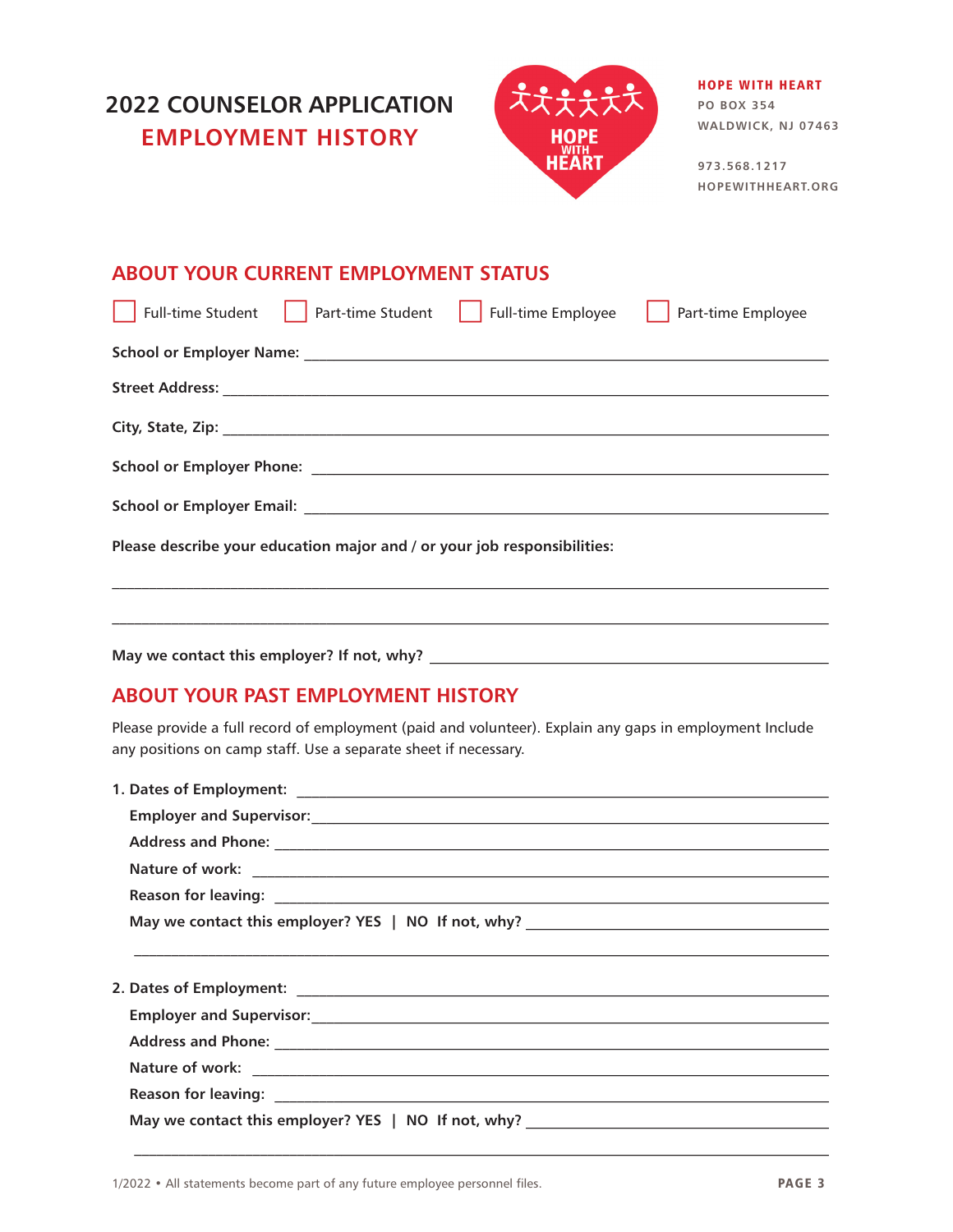# 2022 COUNSELOR APPLICATION
## EMPLOYMENT HISTORY

**HOPE WITH HEART**
PO BOX 354
WALDWICK, NJ 07463

973.568.1217
HOPEWITHHEART.ORG

## ABOUT YOUR CURRENT EMPLOYMENT STATUS

☐ Full-time Student ☐ Part-time Student ☐ Full-time Employee ☐ Part-time Employee

**School or Employer Name:** ____________________________________________

**Street Address:** ____________________________________________

**City, State, Zip:** ____________________________________________

**School or Employer Phone:** ____________________________________________

**School or Employer Email:** ____________________________________________

**Please describe your education major and / or your job responsibilities:**

____________________________________________

____________________________________________

**May we contact this employer? If not, why?** ____________________________________________

## ABOUT YOUR PAST EMPLOYMENT HISTORY

Please provide a full record of employment (paid and volunteer). Explain any gaps in employment Include any positions on camp staff. Use a separate sheet if necessary.

1. **Dates of Employment:** ____________________________________________
   **Employer and Supervisor:** ____________________________________________
   **Address and Phone:** ____________________________________________
   **Nature of work:** ____________________________________________
   **Reason for leaving:** ____________________________________________
   **May we contact this employer? YES | NO If not, why?** ____________________________________________
   ____________________________________________

2. **Dates of Employment:** ____________________________________________
   **Employer and Supervisor:** ____________________________________________
   **Address and Phone:** ____________________________________________
   **Nature of work:** ____________________________________________
   **Reason for leaving:** ____________________________________________
   **May we contact this employer? YES | NO If not, why?** ____________________________________________
   ____________________________________________

1/2022 • All statements become part of any future employee personnel files.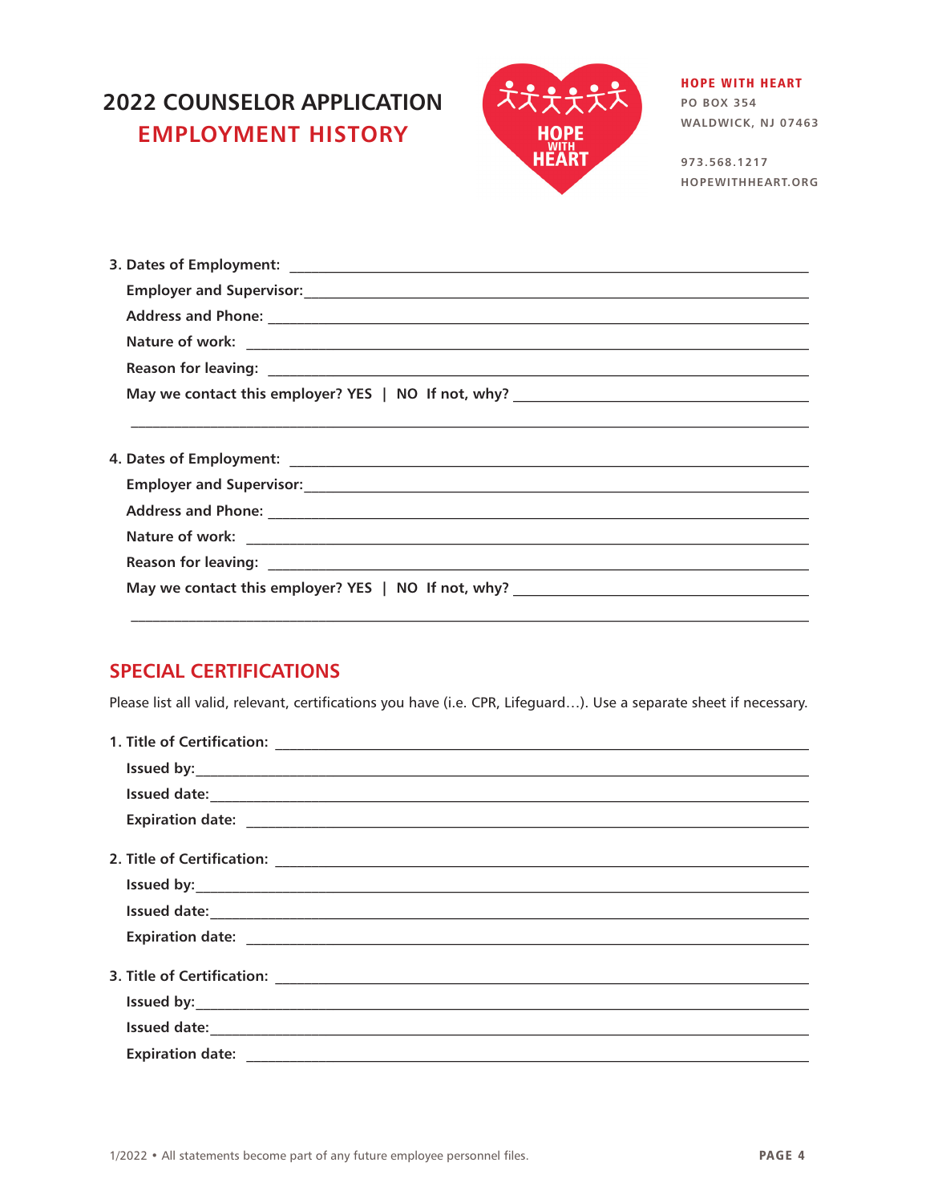# 2022 COUNSELOR APPLICATION
## EMPLOYMENT HISTORY

**HOPE WITH HEART**
PO BOX 354
WALDWICK, NJ 07463

973.568.1217
HOPEWITHHEART.ORG

3. Dates of Employment: ______________________________
   Employer and Supervisor: ______________________________
   Address and Phone: ______________________________
   Nature of work: ______________________________
   Reason for leaving: ______________________________
   May we contact this employer? YES | NO If not, why? ______________________________

   ______________________________

4. Dates of Employment: ______________________________
   Employer and Supervisor: ______________________________
   Address and Phone: ______________________________
   Nature of work: ______________________________
   Reason for leaving: ______________________________
   May we contact this employer? YES | NO If not, why? ______________________________

   ______________________________

## SPECIAL CERTIFICATIONS

Please list all valid, relevant, certifications you have (i.e. CPR, Lifeguard…). Use a separate sheet if necessary.

1. Title of Certification: ______________________________
   Issued by: ______________________________
   Issued date: ______________________________
   Expiration date: ______________________________

2. Title of Certification: ______________________________
   Issued by: ______________________________
   Issued date: ______________________________
   Expiration date: ______________________________

3. Title of Certification: ______________________________
   Issued by: ______________________________
   Issued date: ______________________________
   Expiration date: ______________________________

1/2022 • All statements become part of any future employee personnel files.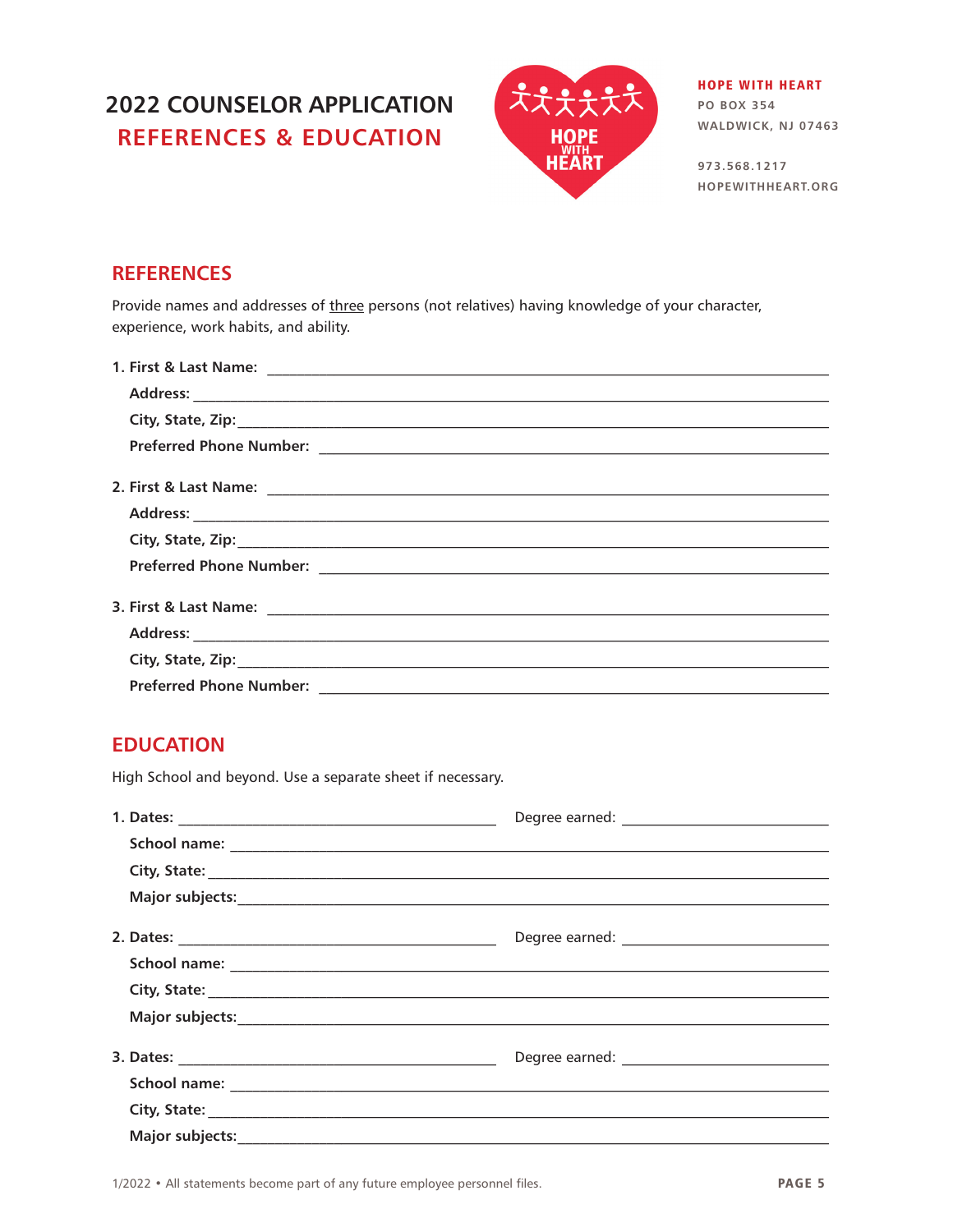# 2022 COUNSELOR APPLICATION
## REFERENCES & EDUCATION

**HOPE WITH HEART**
PO BOX 354
WALDWICK, NJ 07463

973.568.1217
HOPEWITHHEART.ORG

## REFERENCES

Provide names and addresses of three persons (not relatives) having knowledge of your character, experience, work habits, and ability.

1. **First & Last Name:** ______________________________
   **Address:** ______________________________
   **City, State, Zip:** ______________________________
   **Preferred Phone Number:** ______________________________

2. **First & Last Name:** ______________________________
   **Address:** ______________________________
   **City, State, Zip:** ______________________________
   **Preferred Phone Number:** ______________________________

3. **First & Last Name:** ______________________________
   **Address:** ______________________________
   **City, State, Zip:** ______________________________
   **Preferred Phone Number:** ______________________________

## EDUCATION

High School and beyond. Use a separate sheet if necessary.

1. **Dates:** ____________________ Degree earned: ____________________
   **School name:** ______________________________
   **City, State:** ______________________________
   **Major subjects:** ______________________________

2. **Dates:** ____________________ Degree earned: ____________________
   **School name:** ______________________________
   **City, State:** ______________________________
   **Major subjects:** ______________________________

3. **Dates:** ____________________ Degree earned: ____________________
   **School name:** ______________________________
   **City, State:** ______________________________
   **Major subjects:** ______________________________

1/2022 • All statements become part of any future employee personnel files.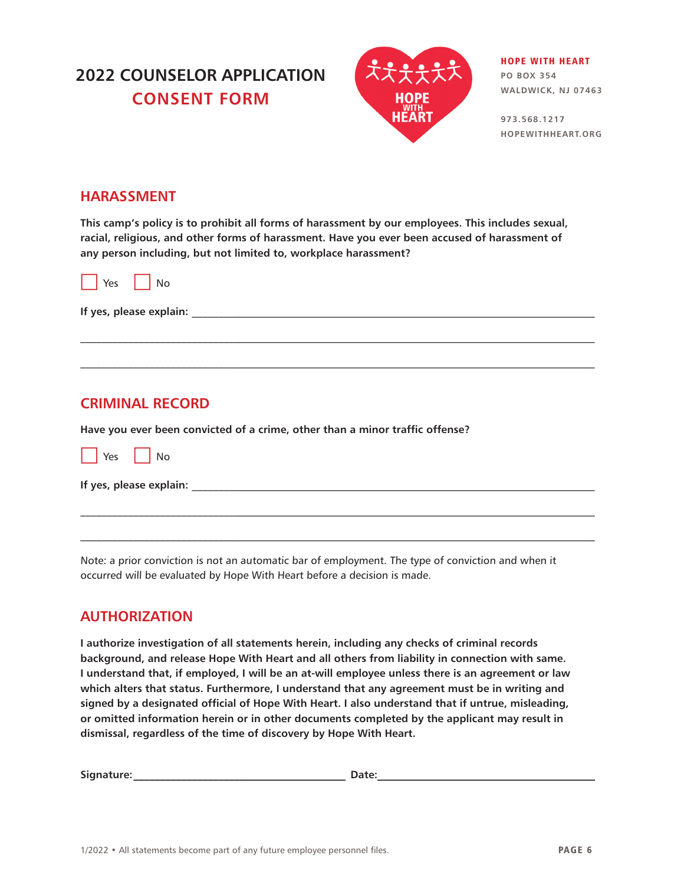# 2022 COUNSELOR APPLICATION
## CONSENT FORM

**HOPE WITH HEART**
PO BOX 354
WALDWICK, NJ 07463

973.568.1217
HOPEWITHHEART.ORG

## HARASSMENT

**This camp's policy is to prohibit all forms of harassment by our employees. This includes sexual, racial, religious, and other forms of harassment. Have you ever been accused of harassment of any person including, but not limited to, workplace harassment?**

☐ Yes ☐ No

**If yes, please explain:** ____________________________________________

____________________________________________

____________________________________________

## CRIMINAL RECORD

**Have you ever been convicted of a crime, other than a minor traffic offense?**

☐ Yes ☐ No

**If yes, please explain:** ____________________________________________

____________________________________________

____________________________________________

Note: a prior conviction is not an automatic bar of employment. The type of conviction and when it occurred will be evaluated by Hope With Heart before a decision is made.

## AUTHORIZATION

**I authorize investigation of all statements herein, including any checks of criminal records background, and release Hope With Heart and all others from liability in connection with same. I understand that, if employed, I will be an at-will employee unless there is an agreement or law which alters that status. Furthermore, I understand that any agreement must be in writing and signed by a designated official of Hope With Heart. I also understand that if untrue, misleading, or omitted information herein or in other documents completed by the applicant may result in dismissal, regardless of the time of discovery by Hope With Heart.**

**Signature:** ______________________ **Date:** ______________________

1/2022 • All statements become part of any future employee personnel files.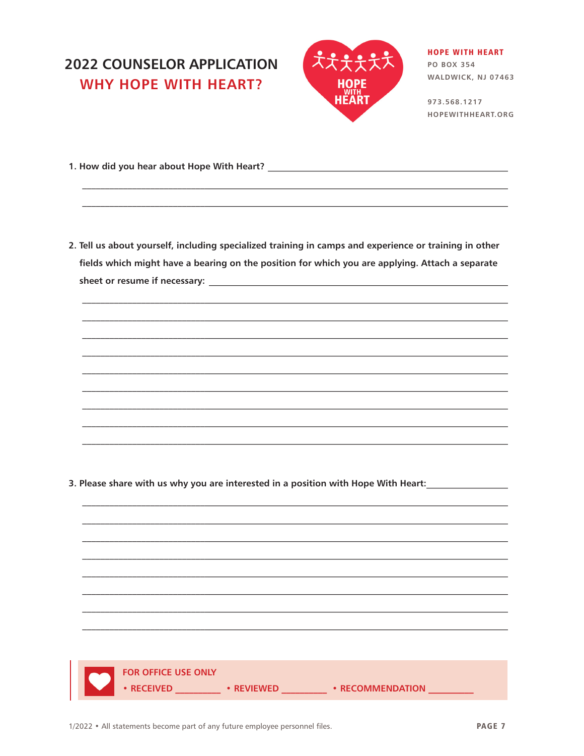# 2022 COUNSELOR APPLICATION

## WHY HOPE WITH HEART?

**HOPE WITH HEART**
PO BOX 354
WALDWICK, NJ 07463

973.568.1217
HOPEWITHHEART.ORG

1. **How did you hear about Hope With Heart?** ________________________________________

________________________________________________________________________________

________________________________________________________________________________

2. **Tell us about yourself, including specialized training in camps and experience or training in other fields which might have a bearing on the position for which you are applying. Attach a separate sheet or resume if necessary:** ________________________________________

________________________________________________________________________________

________________________________________________________________________________

________________________________________________________________________________

________________________________________________________________________________

________________________________________________________________________________

________________________________________________________________________________

________________________________________________________________________________

________________________________________________________________________________

________________________________________________________________________________

3. **Please share with us why you are interested in a position with Hope With Heart:** ________________

________________________________________________________________________________

________________________________________________________________________________

________________________________________________________________________________

________________________________________________________________________________

________________________________________________________________________________

________________________________________________________________________________

________________________________________________________________________________

________________________________________________________________________________

**FOR OFFICE USE ONLY**
• **RECEIVED** __________ • **REVIEWED** __________ • **RECOMMENDATION** __________

1/2022 • All statements become part of any future employee personnel files.